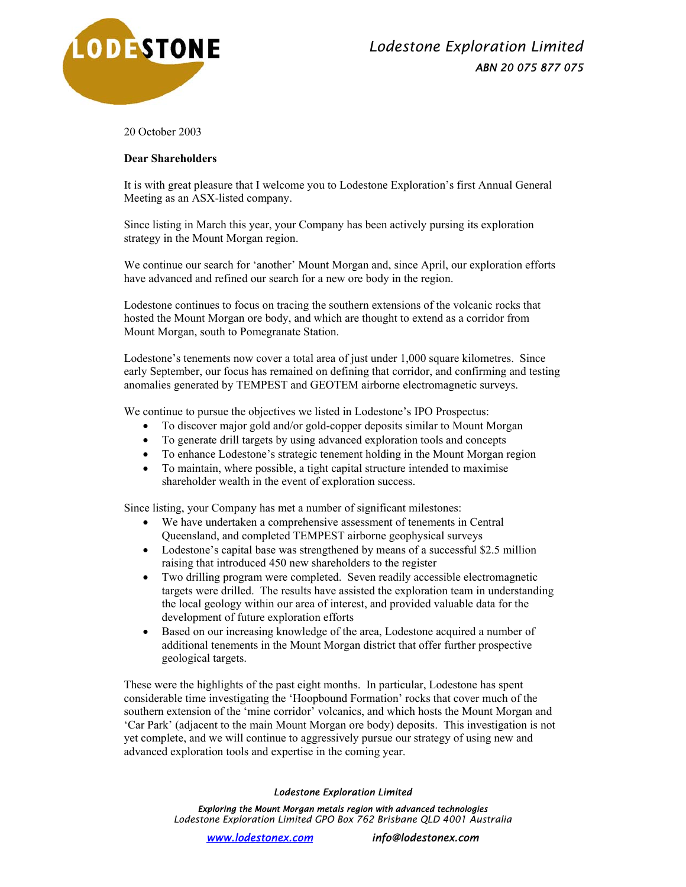**Lodestone Exploration Limited**

*ABN 20 075 877 075*

20 October 2003

**Dear Shareholders**

It is with great pleasure that I welcome you to Lodestone Exploration's first Annual General Meeting as an ASX-listed company.

Since listing in March this year, your Company has been actively pursing its exploration strategy in the Mount Morgan region.

We continue our search for 'another' Mount Morgan and, since April, our exploration efforts have advanced and refined our search for a new ore body in the region.

Lodestone continues to focus on tracing the southern extensions of the volcanic rocks that hosted the Mount Morgan ore body, and which are thought to extend as a corridor from Mount Morgan, south to Pomegranate Station.

Lodestone's tenements now cover a total area of just under 1,000 square kilometres. Since early September, our focus has remained on defining that corridor, and confirming and testing anomalies generated by TEMPEST and GEOTEM airborne electromagnetic surveys.

We continue to pursue the objectives we listed in Lodestone's IPO Prospectus:

- To discover major gold and/or gold-copper deposits similar to Mount Morgan
- To generate drill targets by using advanced exploration tools and concepts
- To enhance Lodestone's strategic tenement holding in the Mount Morgan region
- To maintain, where possible, a tight capital structure intended to maximise shareholder wealth in the event of exploration success.

Since listing, your Company has met a number of significant milestones:

- We have undertaken a comprehensive assessment of tenements in Central Queensland, and completed TEMPEST airborne geophysical surveys
- Lodestone's capital base was strengthened by means of a successful $2.5 million raising that introduced 450 new shareholders to the register
- Two drilling program were completed. Seven readily accessible electromagnetic targets were drilled. The results have assisted the exploration team in understanding the local geology within our area of interest, and provided valuable data for the development of future exploration efforts
- Based on our increasing knowledge of the area, Lodestone acquired a number of additional tenements in the Mount Morgan district that offer further prospective geological targets.

These were the highlights of the past eight months. In particular, Lodestone has spent considerable time investigating the 'Hoopbound Formation' rocks that cover much of the southern extension of the 'mine corridor' volcanics, and which hosts the Mount Morgan and 'Car Park' (adjacent to the main Mount Morgan ore body) deposits. This investigation is not yet complete, and we will continue to aggressively pursue our strategy of using new and advanced exploration tools and expertise in the coming year.

*Lodestone Exploration Limited*

*Exploring the Mount Morgan metals region with advanced technologies*
*Lodestone Exploration Limited GPO Box 762 Brisbane QLD 4001 Australia*

*www.lodestonex.com* *info@lodestonex.com*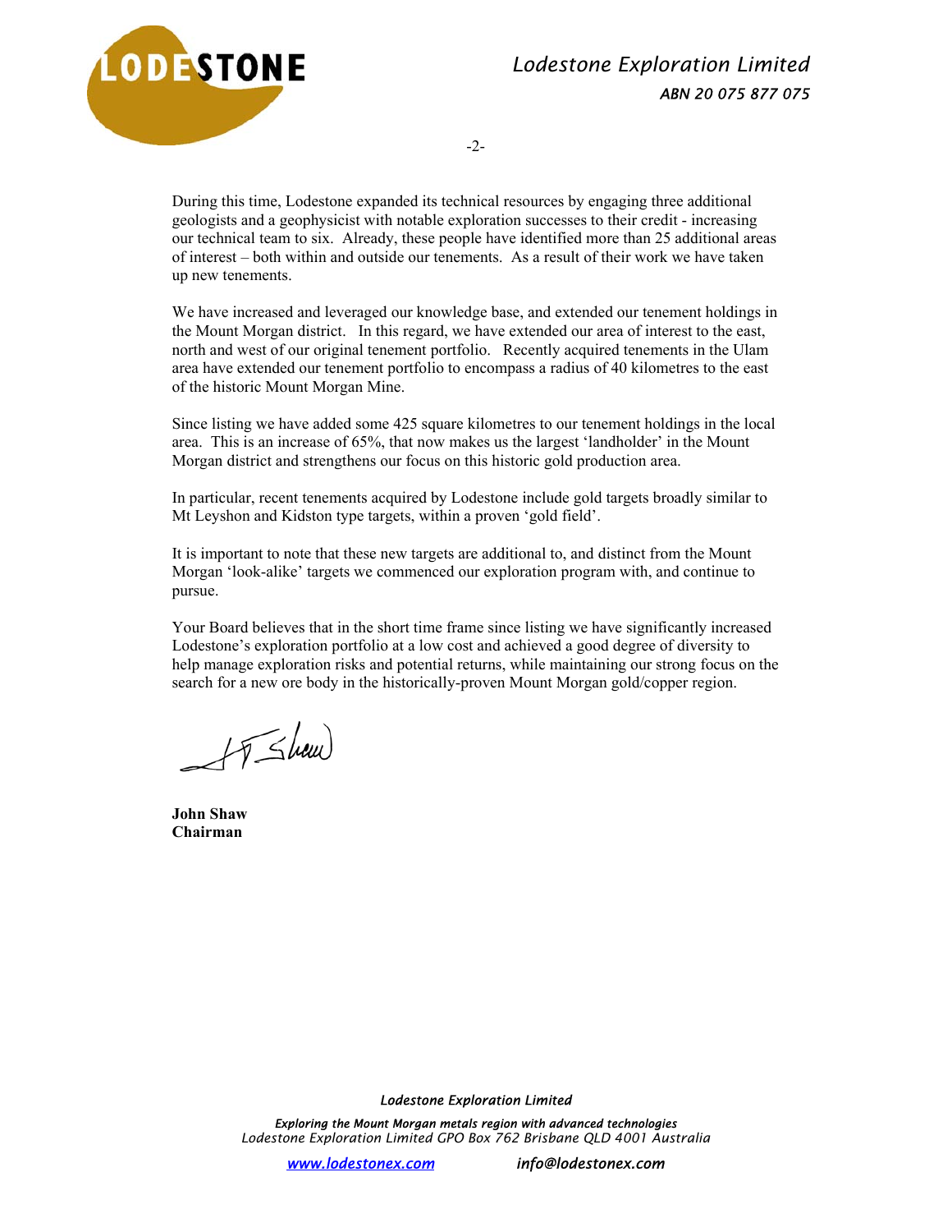During this time, Lodestone expanded its technical resources by engaging three additional geologists and a geophysicist with notable exploration successes to their credit - increasing our technical team to six. Already, these people have identified more than 25 additional areas of interest – both within and outside our tenements. As a result of their work we have taken up new tenements.

We have increased and leveraged our knowledge base, and extended our tenement holdings in the Mount Morgan district. In this regard, we have extended our area of interest to the east, north and west of our original tenement portfolio. Recently acquired tenements in the Ulam area have extended our tenement portfolio to encompass a radius of 40 kilometres to the east of the historic Mount Morgan Mine.

Since listing we have added some 425 square kilometres to our tenement holdings in the local area. This is an increase of 65%, that now makes us the largest 'landholder' in the Mount Morgan district and strengthens our focus on this historic gold production area.

In particular, recent tenements acquired by Lodestone include gold targets broadly similar to Mt Leyshon and Kidston type targets, within a proven 'gold field'.

It is important to note that these new targets are additional to, and distinct from the Mount Morgan 'look-alike' targets we commenced our exploration program with, and continue to pursue.

Your Board believes that in the short time frame since listing we have significantly increased Lodestone's exploration portfolio at a low cost and achieved a good degree of diversity to help manage exploration risks and potential returns, while maintaining our strong focus on the search for a new ore body in the historically-proven Mount Morgan gold/copper region.

**John Shaw**
**Chairman**

*Lodestone Exploration Limited*

***Exploring the Mount Morgan metals region with advanced technologies***
*Lodestone Exploration Limited GPO Box 762 Brisbane QLD 4001 Australia*

*www.lodestonex.com* *info@lodestonex.com*